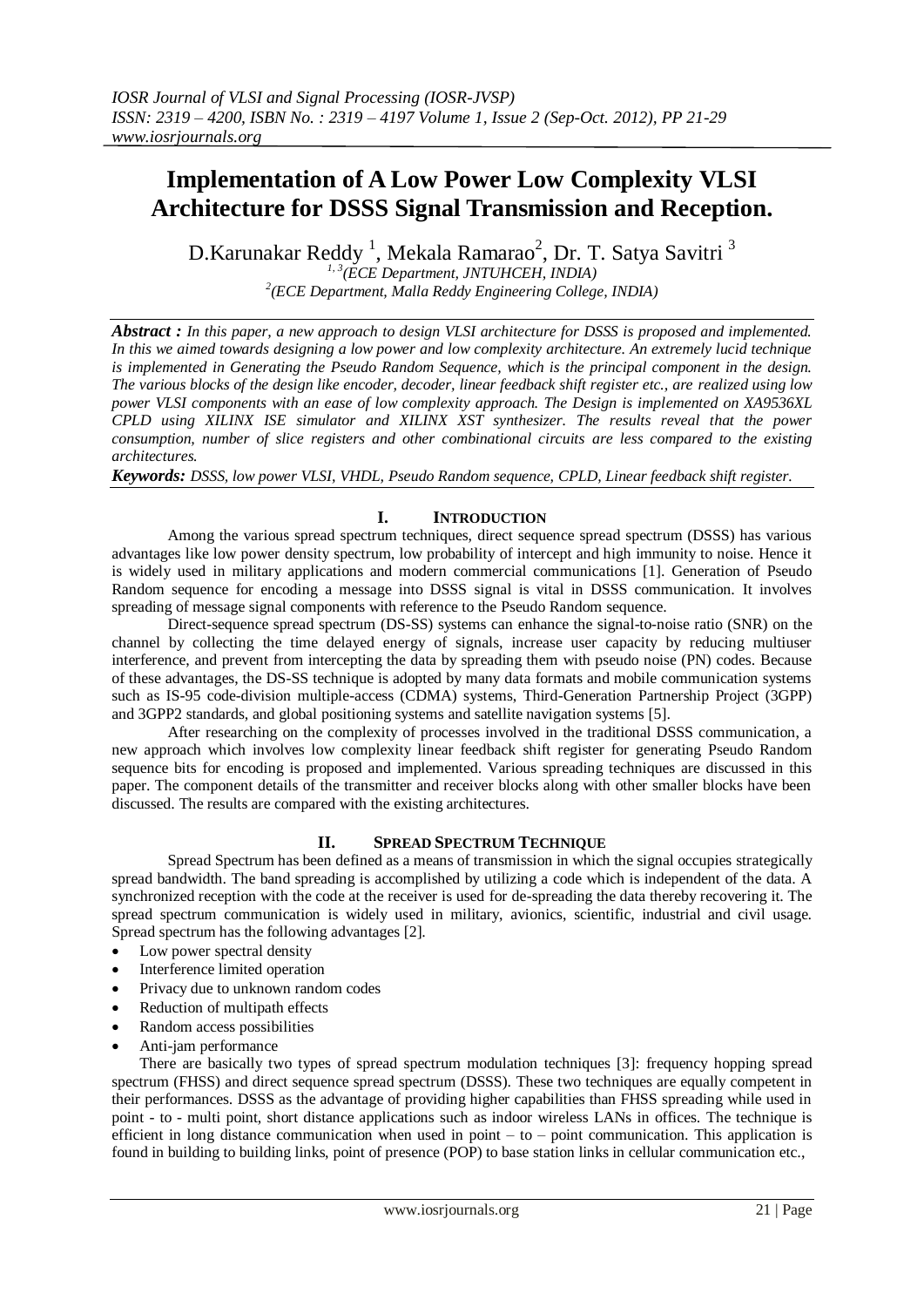# Implementation of A Low Power Low Complexity VLSI Architecture for DSSS Signal Transmission and Reception.

D.Karunakar Reddy [1], Mekala Ramarao[2], Dr. T. Satya Savitri [3]

[1, 3](ECE Department, JNTUHCEH, INDIA)
[2](ECE Department, Malla Reddy Engineering College, INDIA)

***Abstract :*** *In this paper, a new approach to design VLSI architecture for DSSS is proposed and implemented. In this we aimed towards designing a low power and low complexity architecture. An extremely lucid technique is implemented in Generating the Pseudo Random Sequence, which is the principal component in the design. The various blocks of the design like encoder, decoder, linear feedback shift register etc., are realized using low power VLSI components with an ease of low complexity approach. The Design is implemented on XA9536XL CPLD using XILINX ISE simulator and XILINX XST synthesizer. The results reveal that the power consumption, number of slice registers and other combinational circuits are less compared to the existing architectures.*

***Keywords:*** *DSSS, low power VLSI, VHDL, Pseudo Random sequence, CPLD, Linear feedback shift register.*

## I. Introduction

Among the various spread spectrum techniques, direct sequence spread spectrum (DSSS) has various advantages like low power density spectrum, low probability of intercept and high immunity to noise. Hence it is widely used in military applications and modern commercial communications [1]. Generation of Pseudo Random sequence for encoding a message into DSSS signal is vital in DSSS communication. It involves spreading of message signal components with reference to the Pseudo Random sequence.

Direct-sequence spread spectrum (DS-SS) systems can enhance the signal-to-noise ratio (SNR) on the channel by collecting the time delayed energy of signals, increase user capacity by reducing multiuser interference, and prevent from intercepting the data by spreading them with pseudo noise (PN) codes. Because of these advantages, the DS-SS technique is adopted by many data formats and mobile communication systems such as IS-95 code-division multiple-access (CDMA) systems, Third-Generation Partnership Project (3GPP) and 3GPP2 standards, and global positioning systems and satellite navigation systems [5].

After researching on the complexity of processes involved in the traditional DSSS communication, a new approach which involves low complexity linear feedback shift register for generating Pseudo Random sequence bits for encoding is proposed and implemented. Various spreading techniques are discussed in this paper. The component details of the transmitter and receiver blocks along with other smaller blocks have been discussed. The results are compared with the existing architectures.

## II. Spread Spectrum Technique

Spread Spectrum has been defined as a means of transmission in which the signal occupies strategically spread bandwidth. The band spreading is accomplished by utilizing a code which is independent of the data. A synchronized reception with the code at the receiver is used for de-spreading the data thereby recovering it. The spread spectrum communication is widely used in military, avionics, scientific, industrial and civil usage. Spread spectrum has the following advantages [2].

- Low power spectral density
- Interference limited operation
- Privacy due to unknown random codes
- Reduction of multipath effects
- Random access possibilities
- Anti-jam performance

There are basically two types of spread spectrum modulation techniques [3]: frequency hopping spread spectrum (FHSS) and direct sequence spread spectrum (DSSS). These two techniques are equally competent in their performances. DSSS as the advantage of providing higher capabilities than FHSS spreading while used in point - to - multi point, short distance applications such as indoor wireless LANs in offices. The technique is efficient in long distance communication when used in point – to – point communication. This application is found in building to building links, point of presence (POP) to base station links in cellular communication etc.,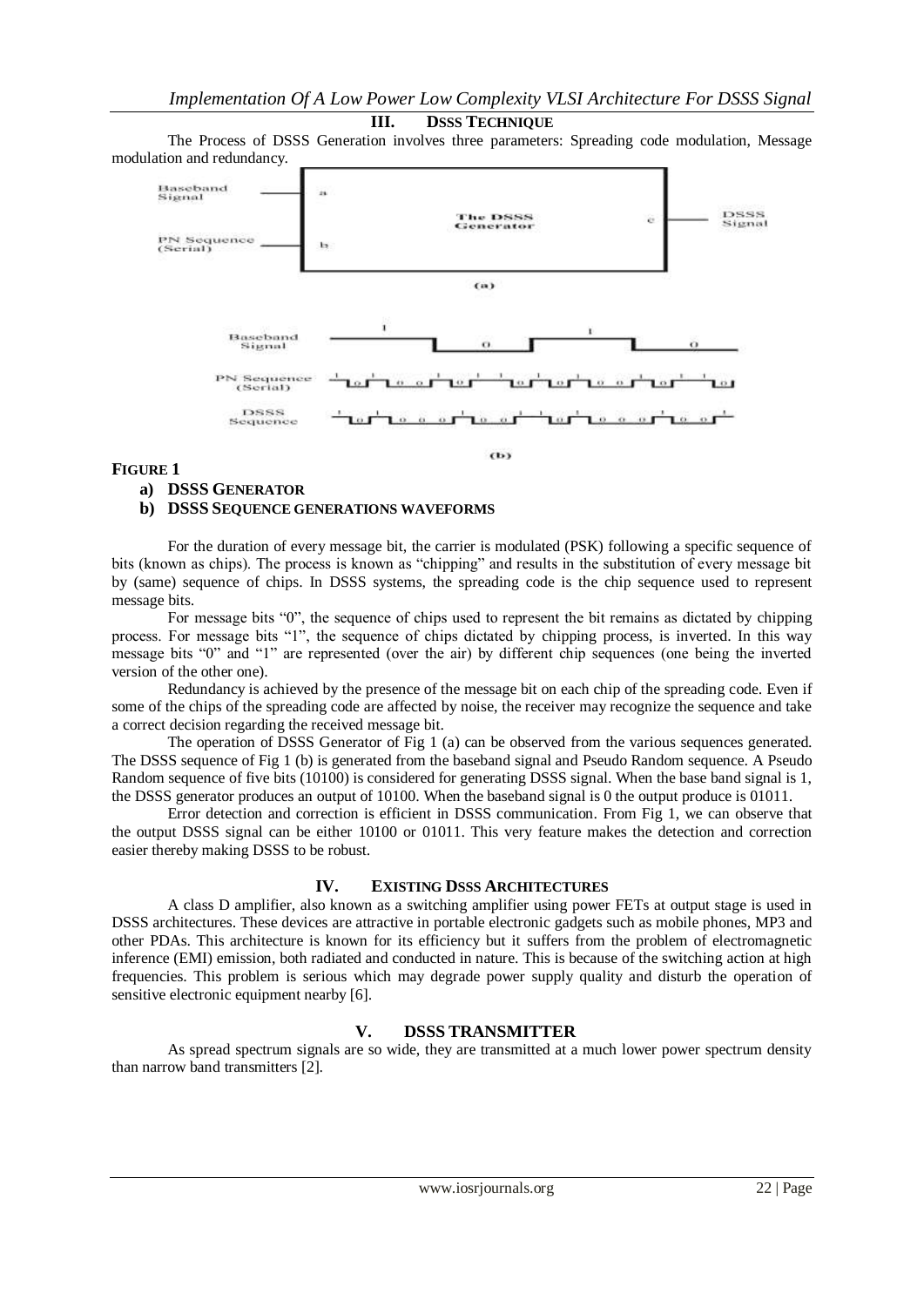## III. DSSS TECHNIQUE

The Process of DSSS Generation involves three parameters: Spreading code modulation, Message modulation and redundancy.

**FIGURE 1**

a) **DSSS GENERATOR**

b) **DSSS SEQUENCE GENERATIONS WAVEFORMS**

For the duration of every message bit, the carrier is modulated (PSK) following a specific sequence of bits (known as chips). The process is known as "chipping" and results in the substitution of every message bit by (same) sequence of chips. In DSSS systems, the spreading code is the chip sequence used to represent message bits.

For message bits "0", the sequence of chips used to represent the bit remains as dictated by chipping process. For message bits "1", the sequence of chips dictated by chipping process, is inverted. In this way message bits "0" and "1" are represented (over the air) by different chip sequences (one being the inverted version of the other one).

Redundancy is achieved by the presence of the message bit on each chip of the spreading code. Even if some of the chips of the spreading code are affected by noise, the receiver may recognize the sequence and take a correct decision regarding the received message bit.

The operation of DSSS Generator of Fig 1 (a) can be observed from the various sequences generated. The DSSS sequence of Fig 1 (b) is generated from the baseband signal and Pseudo Random sequence. A Pseudo Random sequence of five bits (10100) is considered for generating DSSS signal. When the base band signal is 1, the DSSS generator produces an output of 10100. When the baseband signal is 0 the output produce is 01011.

Error detection and correction is efficient in DSSS communication. From Fig 1, we can observe that the output DSSS signal can be either 10100 or 01011. This very feature makes the detection and correction easier thereby making DSSS to be robust.

## IV. EXISTING DSSS ARCHITECTURES

A class D amplifier, also known as a switching amplifier using power FETs at output stage is used in DSSS architectures. These devices are attractive in portable electronic gadgets such as mobile phones, MP3 and other PDAs. This architecture is known for its efficiency but it suffers from the problem of electromagnetic inference (EMI) emission, both radiated and conducted in nature. This is because of the switching action at high frequencies. This problem is serious which may degrade power supply quality and disturb the operation of sensitive electronic equipment nearby [6].

## V. DSSS TRANSMITTER

As spread spectrum signals are so wide, they are transmitted at a much lower power spectrum density than narrow band transmitters [2].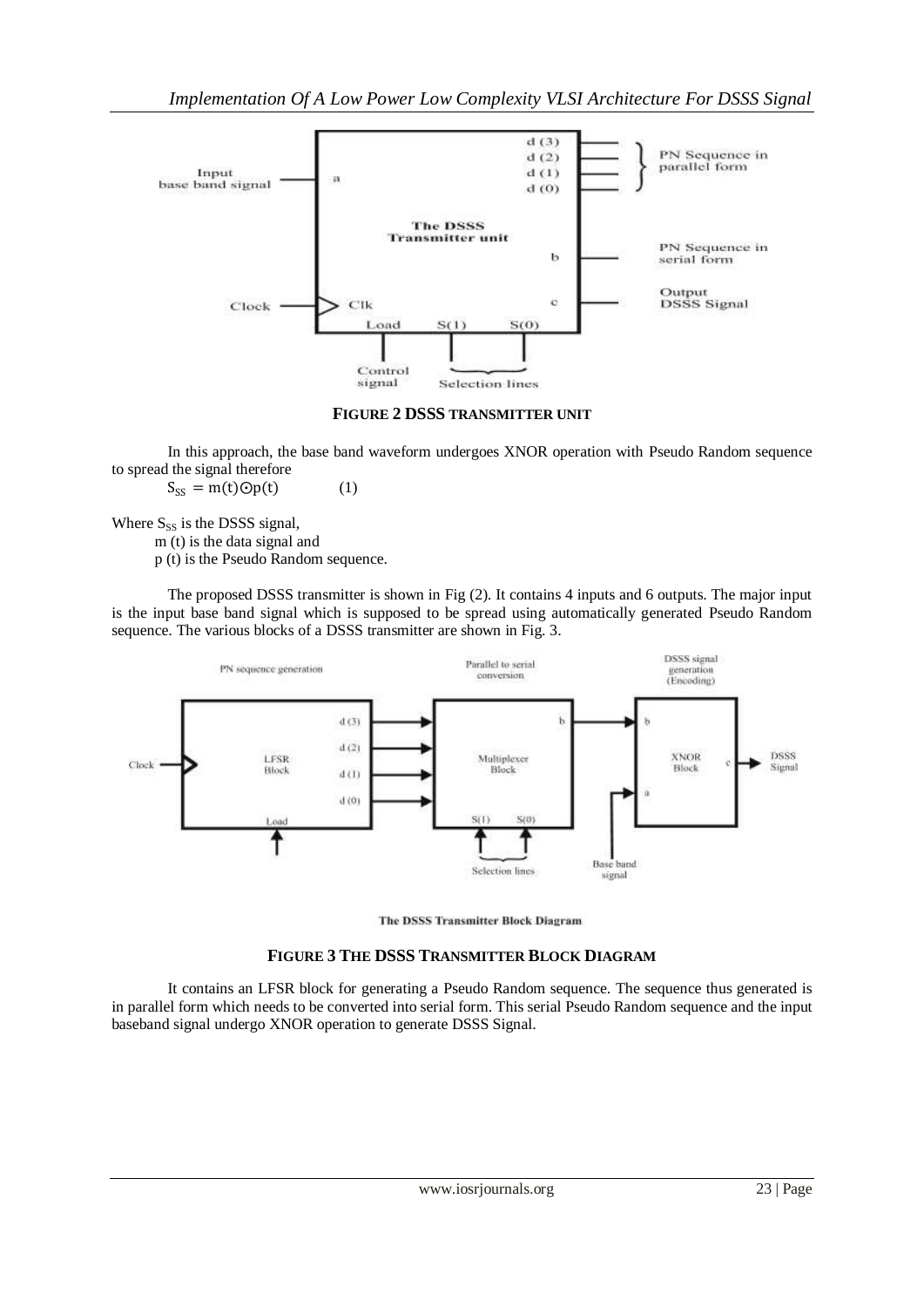**FIGURE 2 DSSS TRANSMITTER UNIT**

In this approach, the base band waveform undergoes XNOR operation with Pseudo Random sequence to spread the signal therefore

$$S_{SS} = m(t) \odot p(t) \qquad (1)$$

Where $S_{SS}$ is the DSSS signal,

m (t) is the data signal and

p (t) is the Pseudo Random sequence.

The proposed DSSS transmitter is shown in Fig (2). It contains 4 inputs and 6 outputs. The major input is the input base band signal which is supposed to be spread using automatically generated Pseudo Random sequence. The various blocks of a DSSS transmitter are shown in Fig. 3.

**FIGURE 3 THE DSSS TRANSMITTER BLOCK DIAGRAM**

It contains an LFSR block for generating a Pseudo Random sequence. The sequence thus generated is in parallel form which needs to be converted into serial form. This serial Pseudo Random sequence and the input baseband signal undergo XNOR operation to generate DSSS Signal.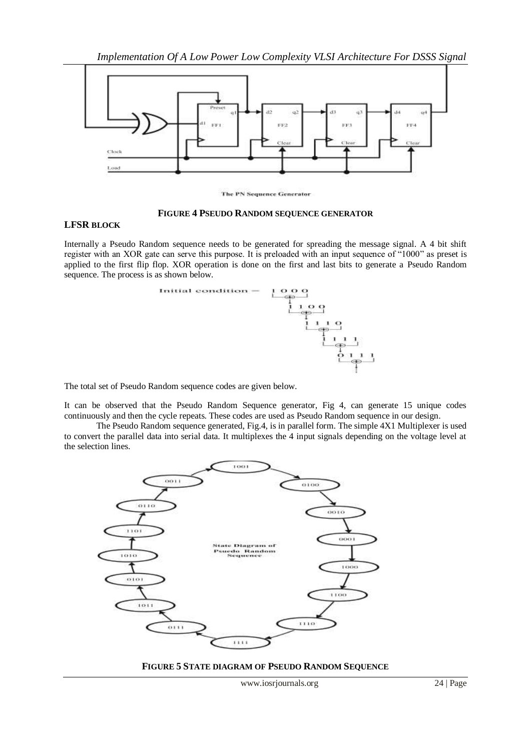The PN Sequence Generator

**FIGURE 4 PSEUDO RANDOM SEQUENCE GENERATOR**

## LFSR BLOCK

Internally a Pseudo Random sequence needs to be generated for spreading the message signal. A 4 bit shift register with an XOR gate can serve this purpose. It is preloaded with an input sequence of "1000" as preset is applied to the first flip flop. XOR operation is done on the first and last bits to generate a Pseudo Random sequence. The process is as shown below.

Initial condition = 1 0 0 0

1 1 0 0

1 1 1 0

1 1 1 1

0 1 1 1

The total set of Pseudo Random sequence codes are given below.

It can be observed that the Pseudo Random Sequence generator, Fig 4, can generate 15 unique codes continuously and then the cycle repeats. These codes are used as Pseudo Random sequence in our design.

The Pseudo Random sequence generated, Fig.4, is in parallel form. The simple 4X1 Multiplexer is used to convert the parallel data into serial data. It multiplexes the 4 input signals depending on the voltage level at the selection lines.

**FIGURE 5 STATE DIAGRAM OF PSEUDO RANDOM SEQUENCE**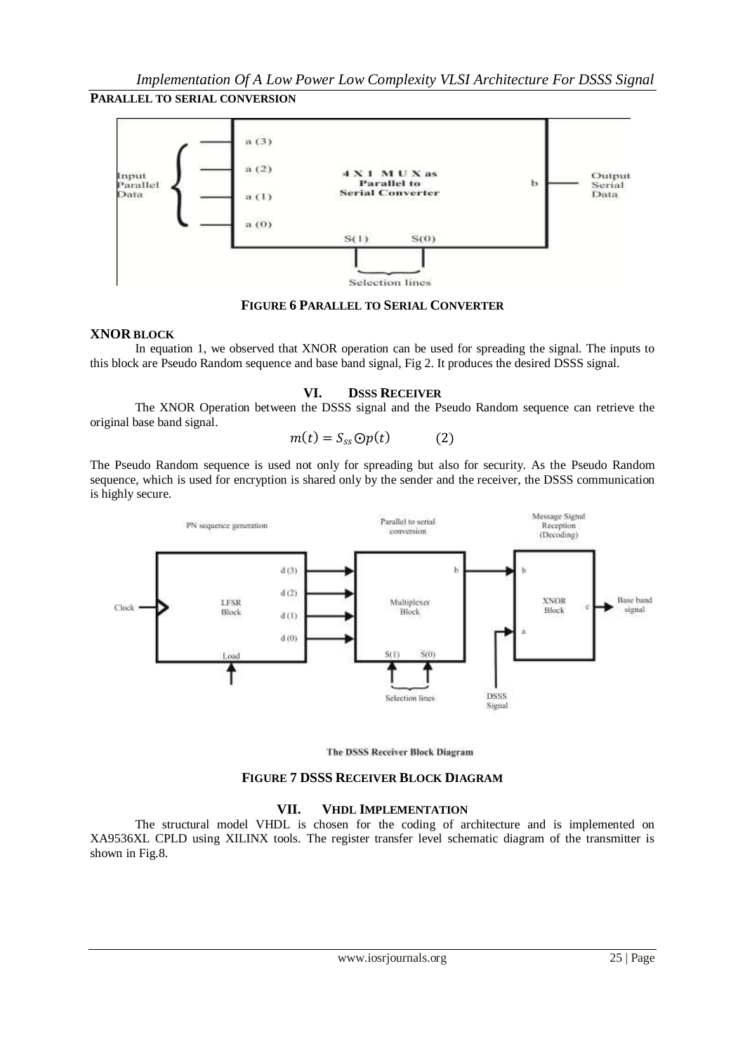**PARALLEL TO SERIAL CONVERSION**

**FIGURE 6 PARALLEL TO SERIAL CONVERTER**

**XNOR BLOCK**

In equation 1, we observed that XNOR operation can be used for spreading the signal. The inputs to this block are Pseudo Random sequence and base band signal, Fig 2. It produces the desired DSSS signal.

## VI. DSSS RECEIVER

The XNOR Operation between the DSSS signal and the Pseudo Random sequence can retrieve the original base band signal.

$$m(t) = S_{ss} \odot p(t) \qquad (2)$$

The Pseudo Random sequence is used not only for spreading but also for security. As the Pseudo Random sequence, which is used for encryption is shared only by the sender and the receiver, the DSSS communication is highly secure.

**FIGURE 7 DSSS RECEIVER BLOCK DIAGRAM**

## VII. VHDL IMPLEMENTATION

The structural model VHDL is chosen for the coding of architecture and is implemented on XA9536XL CPLD using XILINX tools. The register transfer level schematic diagram of the transmitter is shown in Fig.8.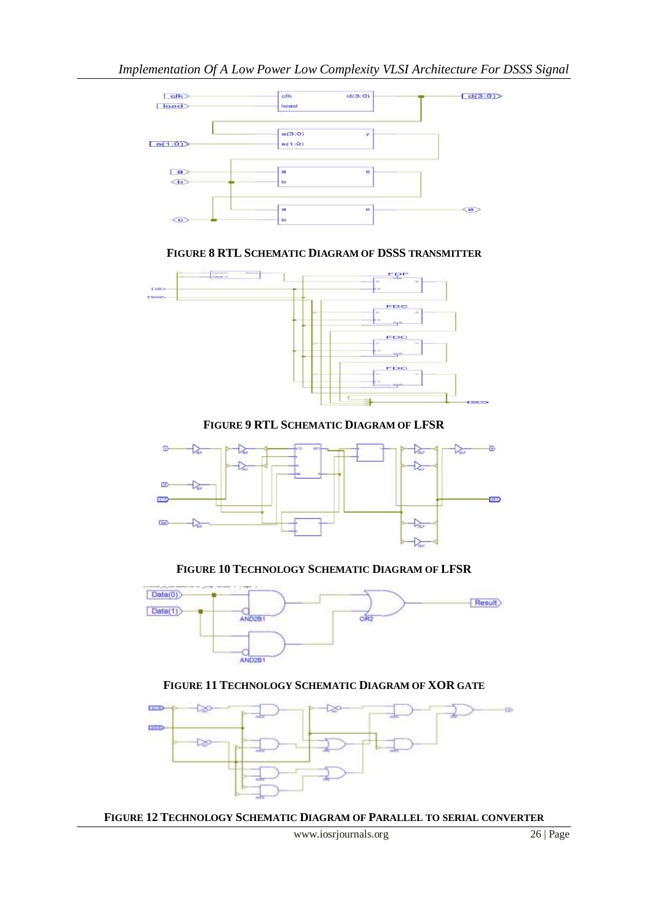**FIGURE 8 RTL SCHEMATIC DIAGRAM OF DSSS TRANSMITTER**

**FIGURE 9 RTL SCHEMATIC DIAGRAM OF LFSR**

**FIGURE 10 TECHNOLOGY SCHEMATIC DIAGRAM OF LFSR**

**FIGURE 11 TECHNOLOGY SCHEMATIC DIAGRAM OF XOR GATE**

**FIGURE 12 TECHNOLOGY SCHEMATIC DIAGRAM OF PARALLEL TO SERIAL CONVERTER**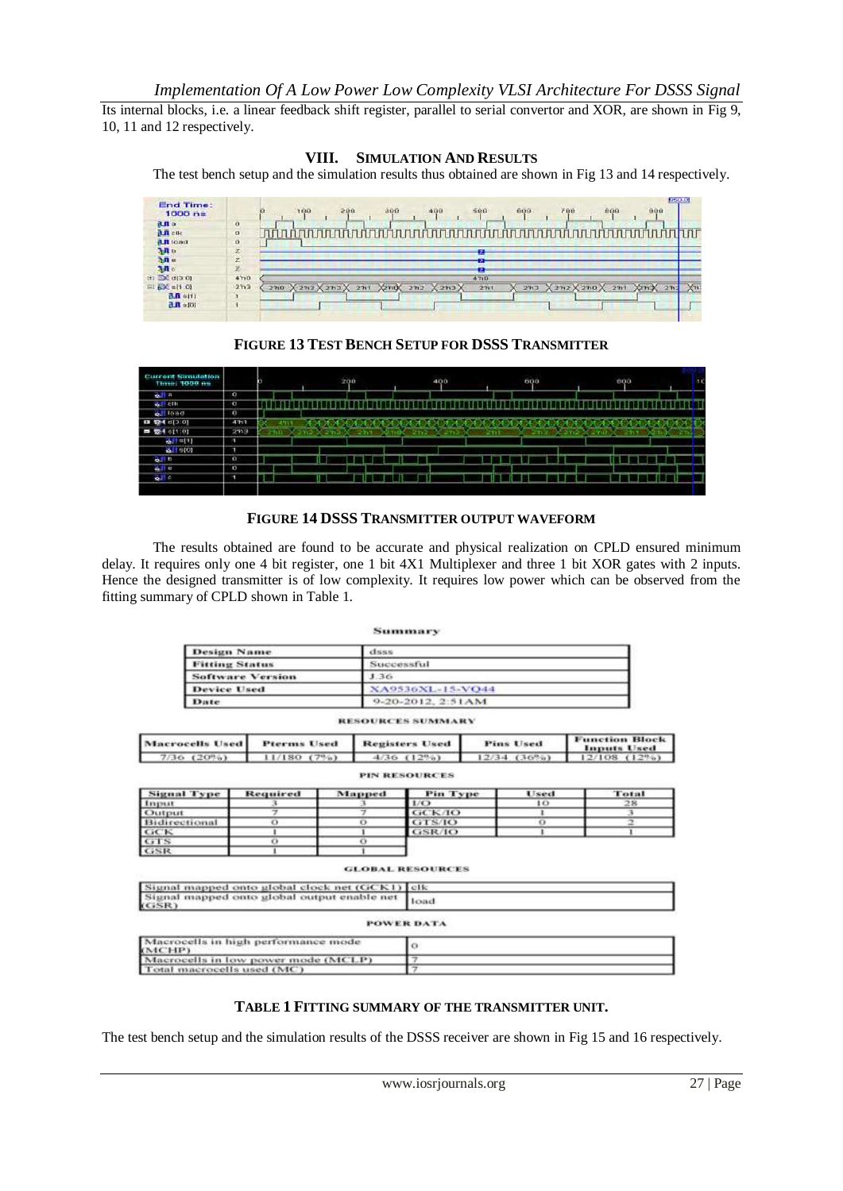Its internal blocks, i.e. a linear feedback shift register, parallel to serial convertor and XOR, are shown in Fig 9, 10, 11 and 12 respectively.

## VIII. SIMULATION AND RESULTS

The test bench setup and the simulation results thus obtained are shown in Fig 13 and 14 respectively.

**FIGURE 13 TEST BENCH SETUP FOR DSSS TRANSMITTER**

**FIGURE 14 DSSS TRANSMITTER OUTPUT WAVEFORM**

The results obtained are found to be accurate and physical realization on CPLD ensured minimum delay. It requires only one 4 bit register, one 1 bit 4X1 Multiplexer and three 1 bit XOR gates with 2 inputs. Hence the designed transmitter is of low complexity. It requires low power which can be observed from the fitting summary of CPLD shown in Table 1.

**Summary**

| Design Name | dsss |
|---|---|
| Fitting Status | Successful |
| Software Version | J.36 |
| Device Used | XA9536XL-15-VQ44 |
| Date | 9-20-2012, 2:51AM |

**RESOURCES SUMMARY**

| Macrocells Used | Pterms Used | Registers Used | Pins Used | Function Block Inputs Used |
|---|---|---|---|---|
| 7/36 (20%) | 11/180 (7%) | 4/36 (12%) | 12/34 (36%) | 12/108 (12%) |

**PIN RESOURCES**

| Signal Type | Required | Mapped | Pin Type | Used | Total |
|---|---|---|---|---|---|
| Input | 3 | 3 | I/O | 10 | 28 |
| Output | 7 | 7 | GCK/IO | 1 | 3 |
| Bidirectional | 0 | 0 | GTS/IO | 0 | 2 |
| GCK | 1 | 1 | GSR/IO | 1 | 1 |
| GTS | 0 | 0 | | | |
| GSR | 1 | 1 | | | |

**GLOBAL RESOURCES**

| Signal mapped onto global clock net (GCK1) | clk |
|---|---|
| Signal mapped onto global output enable net (GSR) | load |

**POWER DATA**

| Macrocells in high performance mode (MCHP) | 0 |
|---|---|
| Macrocells in low power mode (MCLP) | 7 |
| Total macrocells used (MC) | 7 |

**TABLE 1 FITTING SUMMARY OF THE TRANSMITTER UNIT.**

The test bench setup and the simulation results of the DSSS receiver are shown in Fig 15 and 16 respectively.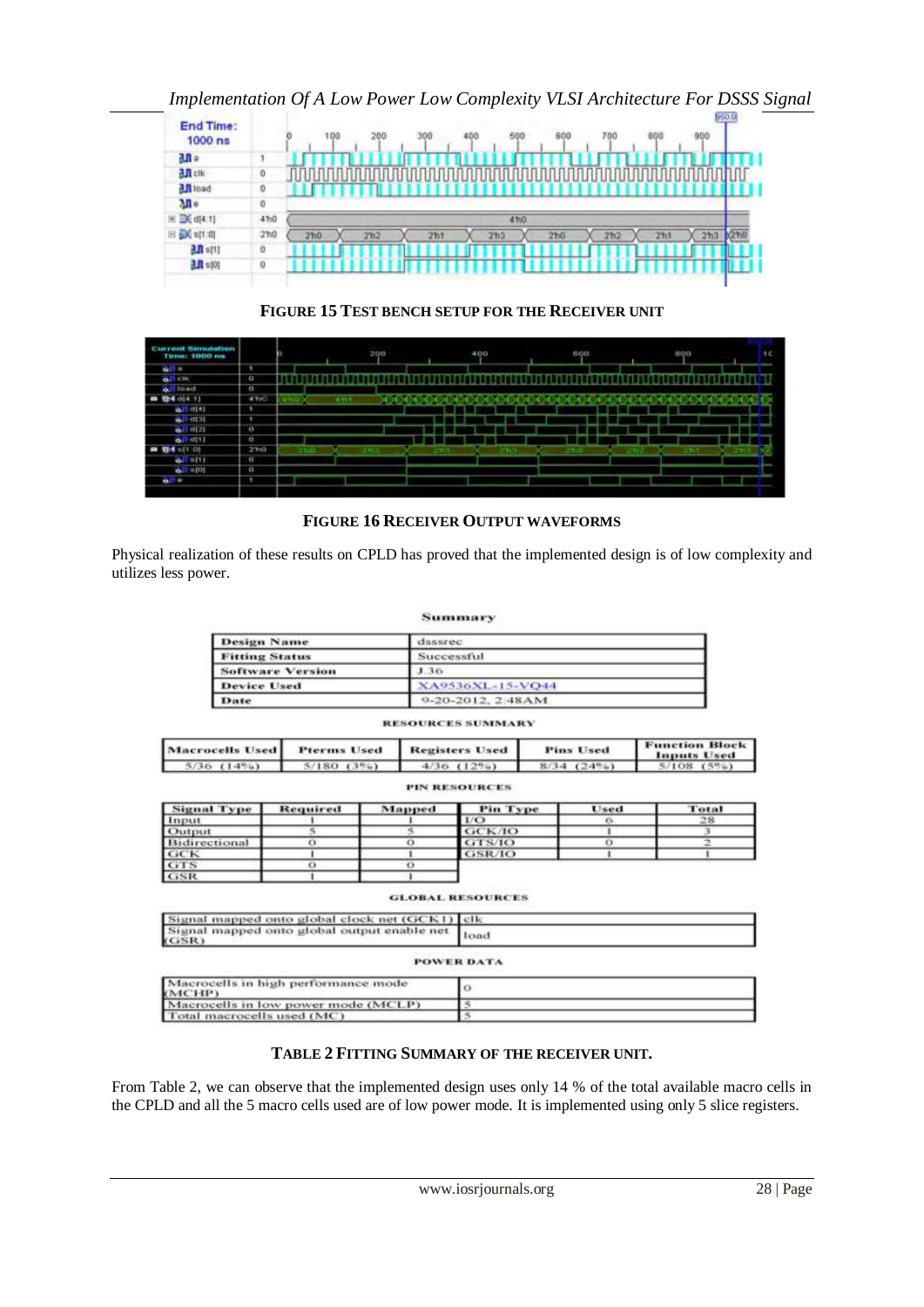FIGURE 15 TEST BENCH SETUP FOR THE RECEIVER UNIT

FIGURE 16 RECEIVER OUTPUT WAVEFORMS

Physical realization of these results on CPLD has proved that the implemented design is of low complexity and utilizes less power.

**Summary**

| Design Name | dsssrec |
|---|---|
| Fitting Status | Successful |
| Software Version | J.36 |
| Device Used | XA9536XL-15-VQ44 |
| Date | 9-20-2012, 2:48AM |

**RESOURCES SUMMARY**

| Macrocells Used | Pterms Used | Registers Used | Pins Used | Function Block Inputs Used |
|---|---|---|---|---|
| 5/36 (14%) | 5/180 (3%) | 4/36 (12%) | 8/34 (24%) | 5/108 (5%) |

**PIN RESOURCES**

| Signal Type | Required | Mapped | Pin Type | Used | Total |
|---|---|---|---|---|---|
| Input | 1 | 1 | I/O | 6 | 28 |
| Output | 5 | 5 | GCK/IO | 1 | 3 |
| Bidirectional | 0 | 0 | GTS/IO | 0 | 2 |
| GCK | 1 | 1 | GSR/IO | 1 | 1 |
| GTS | 0 | 0 | | | |
| GSR | 1 | 1 | | | |

**GLOBAL RESOURCES**

| Signal mapped onto global clock net (GCK1) | clk |
|---|---|
| Signal mapped onto global output enable net (GSR) | load |

**POWER DATA**

| Macrocells in high performance mode (MCHP) | 0 |
|---|---|
| Macrocells in low power mode (MCLP) | 5 |
| Total macrocells used (MC) | 5 |

**TABLE 2 FITTING SUMMARY OF THE RECEIVER UNIT.**

From Table 2, we can observe that the implemented design uses only 14 % of the total available macro cells in the CPLD and all the 5 macro cells used are of low power mode. It is implemented using only 5 slice registers.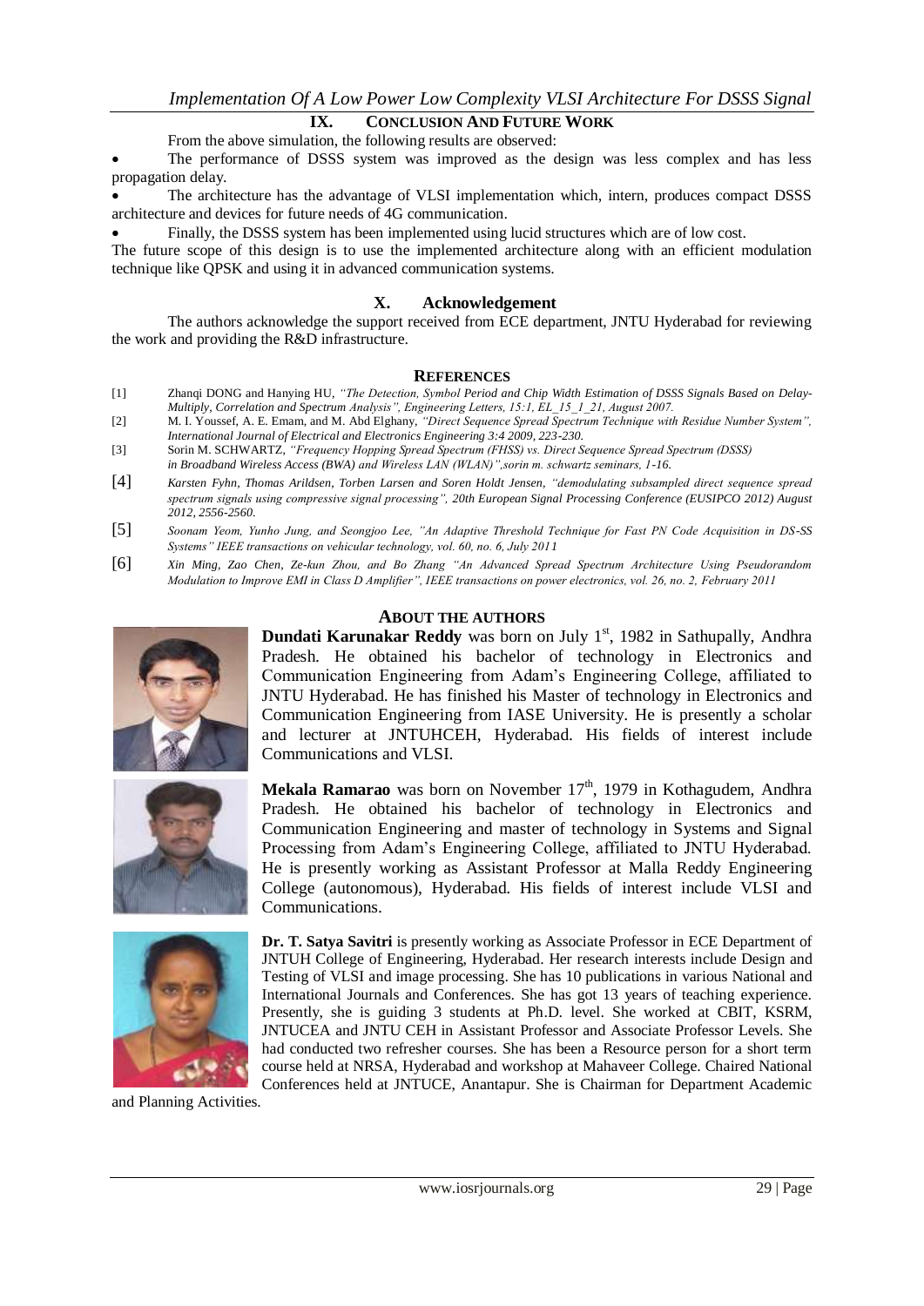## IX. CONCLUSION AND FUTURE WORK

From the above simulation, the following results are observed:

- The performance of DSSS system was improved as the design was less complex and has less propagation delay.
- The architecture has the advantage of VLSI implementation which, intern, produces compact DSSS architecture and devices for future needs of 4G communication.
- Finally, the DSSS system has been implemented using lucid structures which are of low cost.

The future scope of this design is to use the implemented architecture along with an efficient modulation technique like QPSK and using it in advanced communication systems.

## X. Acknowledgement

The authors acknowledge the support received from ECE department, JNTU Hyderabad for reviewing the work and providing the R&D infrastructure.

## REFERENCES

[1] Zhanqi DONG and Hanying HU, *"The Detection, Symbol Period and Chip Width Estimation of DSSS Signals Based on Delay-Multiply, Correlation and Spectrum Analysis", Engineering Letters, 15:1, EL_15_1_21, August 2007.*

[2] M. I. Youssef, A. E. Emam, and M. Abd Elghany, *"Direct Sequence Spread Spectrum Technique with Residue Number System", International Journal of Electrical and Electronics Engineering 3:4 2009, 223-230.*

[3] Sorin M. SCHWARTZ, *"Frequency Hopping Spread Spectrum (FHSS) vs. Direct Sequence Spread Spectrum (DSSS) in Broadband Wireless Access (BWA) and Wireless LAN (WLAN)",sorin m. schwartz seminars, 1-16.*

[4] *Karsten Fyhn, Thomas Arildsen, Torben Larsen and Soren Holdt Jensen, "demodulating subsampled direct sequence spread spectrum signals using compressive signal processing", 20th European Signal Processing Conference (EUSIPCO 2012) August 2012, 2556-2560.*

[5] *Soonam Yeom, Yunho Jung, and Seongjoo Lee, "An Adaptive Threshold Technique for Fast PN Code Acquisition in DS-SS Systems" IEEE transactions on vehicular technology, vol. 60, no. 6, July 2011*

[6] *Xin Ming, Zao Chen, Ze-kun Zhou, and Bo Zhang "An Advanced Spread Spectrum Architecture Using Pseudorandom Modulation to Improve EMI in Class D Amplifier", IEEE transactions on power electronics, vol. 26, no. 2, February 2011*

## ABOUT THE AUTHORS

**Dundati Karunakar Reddy** was born on July 1st, 1982 in Sathupally, Andhra Pradesh. He obtained his bachelor of technology in Electronics and Communication Engineering from Adam's Engineering College, affiliated to JNTU Hyderabad. He has finished his Master of technology in Electronics and Communication Engineering from IASE University. He is presently a scholar and lecturer at JNTUHCEH, Hyderabad. His fields of interest include Communications and VLSI.

**Mekala Ramarao** was born on November 17th, 1979 in Kothagudem, Andhra Pradesh. He obtained his bachelor of technology in Electronics and Communication Engineering and master of technology in Systems and Signal Processing from Adam's Engineering College, affiliated to JNTU Hyderabad. He is presently working as Assistant Professor at Malla Reddy Engineering College (autonomous), Hyderabad. His fields of interest include VLSI and Communications.

**Dr. T. Satya Savitri** is presently working as Associate Professor in ECE Department of JNTUH College of Engineering, Hyderabad. Her research interests include Design and Testing of VLSI and image processing. She has 10 publications in various National and International Journals and Conferences. She has got 13 years of teaching experience. Presently, she is guiding 3 students at Ph.D. level. She worked at CBIT, KSRM, JNTUCEA and JNTU CEH in Assistant Professor and Associate Professor Levels. She had conducted two refresher courses. She has been a Resource person for a short term course held at NRSA, Hyderabad and workshop at Mahaveer College. Chaired National Conferences held at JNTUCE, Anantapur. She is Chairman for Department Academic and Planning Activities.